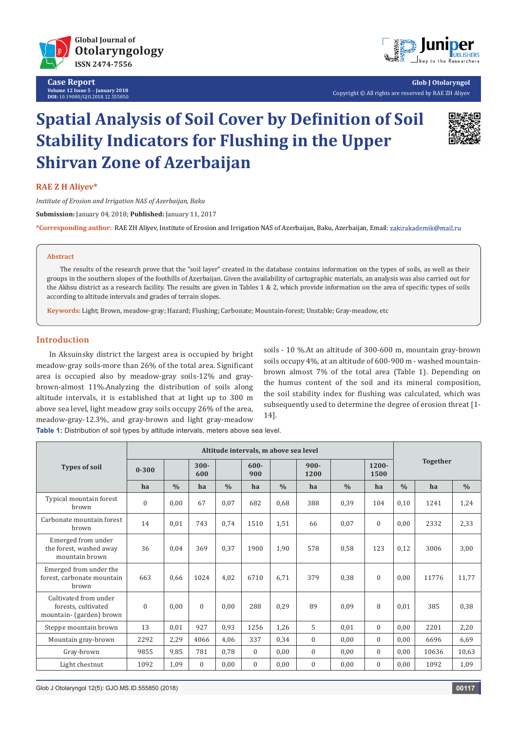# Spatial Analysis of Soil Cover by Definition of Soil Stability Indicators for Flushing in the Upper Shirvan Zone of Azerbaijan

**RAE Z H Aliyev***

*Institute of Erosion and Irrigation NAS of Azerbaijan, Baku*

**Submission:** January 04, 2018; **Published:** January 11, 2017

***Corresponding author:** RAE ZH Aliyev, Institute of Erosion and Irrigation NAS of Azerbaijan, Baku, Azerbaijan, Email: zakirakademik@mail.ru

## Abstract

The results of the research prove that the "soil layer" created in the database contains information on the types of soils, as well as their groups in the southern slopes of the foothills of Azerbaijan. Given the availability of cartographic materials, an analysis was also carried out for the Akhsu district as a research facility. The results are given in Tables 1 & 2, which provide information on the area of specific types of soils according to altitude intervals and grades of terrain slopes.

**Keywords:** Light; Brown, meadow-gray; Hazard; Flushing; Carbonate; Mountain-forest; Unstable; Gray-meadow, etc

## Introduction

In Aksuinsky district the largest area is occupied by bright meadow-gray soils-more than 26% of the total area. Significant area is occupied also by meadow-gray soils-12% and gray-brown-almost 11%.Analyzing the distribution of soils along altitude intervals, it is established that at light up to 300 m above sea level, light meadow gray soils occupy 26% of the area, meadow-gray-12.3%, and gray-brown and light gray-meadow soils - 10 %.At an altitude of 300-600 m, mountain gray-brown soils occupy 4%, at an altitude of 600-900 m - washed mountain-brown almost 7% of the total area (Table 1). Depending on the humus content of the soil and its mineral composition, the soil stability index for flushing was calculated, which was subsequently used to determine the degree of erosion threat [1-14].

**Table 1:** Distribution of soil types by altitude intervals, meters above sea level.

| Types of soil | Altitude intervals, m above sea level | | | | | | | | | | Together | |
|---|---|---|---|---|---|---|---|---|---|---|---|---|
| | 0-300 | | 300-600 | | 600-900 | | 900-1200 | | 1200-1500 | | | |
| | ha | % | ha | % | ha | % | ha | % | ha | % | ha | % |
| Typical mountain forest brown | 0 | 0,00 | 67 | 0,07 | 682 | 0,68 | 388 | 0,39 | 104 | 0,10 | 1241 | 1,24 |
| Carbonate mountain forest brown | 14 | 0,01 | 743 | 0,74 | 1510 | 1,51 | 66 | 0,07 | 0 | 0,00 | 2332 | 2,33 |
| Emerged from under the forest, washed away mountain brown | 36 | 0,04 | 369 | 0,37 | 1900 | 1,90 | 578 | 0,58 | 123 | 0,12 | 3006 | 3,00 |
| Emerged from under the forest, carbonate mountain brown | 663 | 0,66 | 1024 | 4,02 | 6710 | 6,71 | 379 | 0,38 | 0 | 0,00 | 11776 | 11,77 |
| Cultivated from under forests, cultivated mountain- (garden) brown | 0 | 0,00 | 0 | 0,00 | 288 | 0,29 | 89 | 0,09 | 8 | 0,01 | 385 | 0,38 |
| Steppe mountain brown | 13 | 0,01 | 927 | 0,93 | 1256 | 1,26 | 5 | 0,01 | 0 | 0,00 | 2201 | 2,20 |
| Mountain gray-brown | 2292 | 2,29 | 4066 | 4,06 | 337 | 0,34 | 0 | 0,00 | 0 | 0,00 | 6696 | 6,69 |
| Gray-brown | 9855 | 9,85 | 781 | 0,78 | 0 | 0,00 | 0 | 0,00 | 0 | 0,00 | 10636 | 10,63 |
| Light chestnut | 1092 | 1,09 | 0 | 0,00 | 0 | 0,00 | 0 | 0,00 | 0 | 0,00 | 1092 | 1,09 |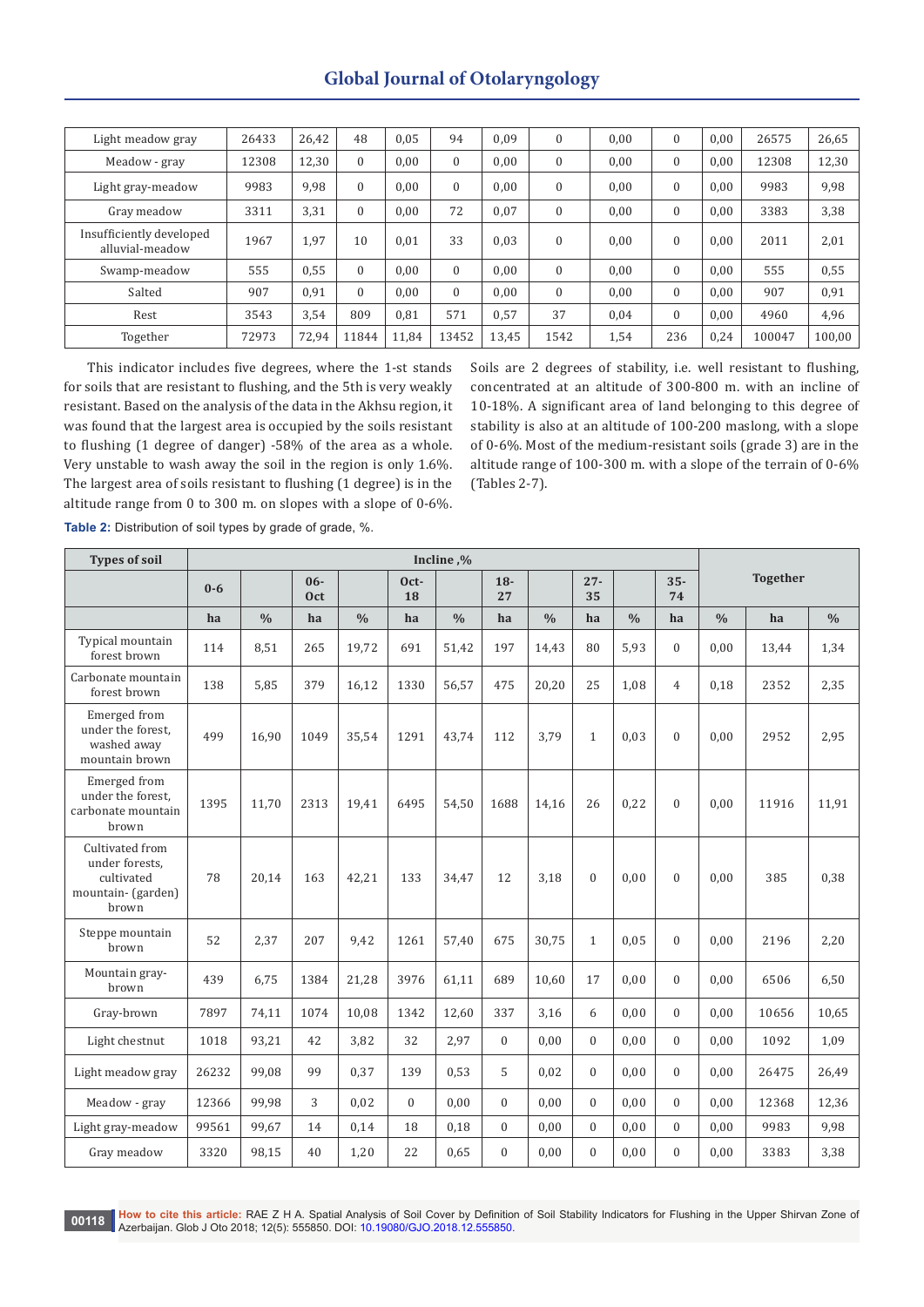| Light meadow gray | 26433 | 26,42 | 48 | 0,05 | 94 | 0,09 | 0 | 0,00 | 0 | 0,00 | 26575 | 26,65 |
|---|---|---|---|---|---|---|---|---|---|---|---|---|
| Meadow - gray | 12308 | 12,30 | 0 | 0,00 | 0 | 0,00 | 0 | 0,00 | 0 | 0,00 | 12308 | 12,30 |
| Light gray-meadow | 9983 | 9,98 | 0 | 0,00 | 0 | 0,00 | 0 | 0,00 | 0 | 0,00 | 9983 | 9,98 |
| Gray meadow | 3311 | 3,31 | 0 | 0,00 | 72 | 0,07 | 0 | 0,00 | 0 | 0,00 | 3383 | 3,38 |
| Insufficiently developed alluvial-meadow | 1967 | 1,97 | 10 | 0,01 | 33 | 0,03 | 0 | 0,00 | 0 | 0,00 | 2011 | 2,01 |
| Swamp-meadow | 555 | 0,55 | 0 | 0,00 | 0 | 0,00 | 0 | 0,00 | 0 | 0,00 | 555 | 0,55 |
| Salted | 907 | 0,91 | 0 | 0,00 | 0 | 0,00 | 0 | 0,00 | 0 | 0,00 | 907 | 0,91 |
| Rest | 3543 | 3,54 | 809 | 0,81 | 571 | 0,57 | 37 | 0,04 | 0 | 0,00 | 4960 | 4,96 |
| Together | 72973 | 72,94 | 11844 | 11,84 | 13452 | 13,45 | 1542 | 1,54 | 236 | 0,24 | 100047 | 100,00 |

This indicator includes five degrees, where the 1-st stands for soils that are resistant to flushing, and the 5th is very weakly resistant. Based on the analysis of the data in the Akhsu region, it was found that the largest area is occupied by the soils resistant to flushing (1 degree of danger) -58% of the area as a whole. Very unstable to wash away the soil in the region is only 1.6%. The largest area of soils resistant to flushing (1 degree) is in the altitude range from 0 to 300 m. on slopes with a slope of 0-6%. Soils are 2 degrees of stability, i.e. well resistant to flushing, concentrated at an altitude of 300-800 m. with an incline of 10-18%. A significant area of land belonging to this degree of stability is also at an altitude of 100-200 maslong, with a slope of 0-6%. Most of the medium-resistant soils (grade 3) are in the altitude range of 100-300 m. with a slope of the terrain of 0-6% (Tables 2-7).

**Table 2:** Distribution of soil types by grade of grade, %.

| Types of soil | Incline ,% | | | | | | | | | | | Together | |
|---|---|---|---|---|---|---|---|---|---|---|---|---|---|
| | 0-6 | | 06-Oct | | Oct-18 | | 18-27 | | 27-35 | | 35-74 | | |
| | ha | % | ha | % | ha | % | ha | % | ha | % | ha | % | ha | % |
| Typical mountain forest brown | 114 | 8,51 | 265 | 19,72 | 691 | 51,42 | 197 | 14,43 | 80 | 5,93 | 0 | 0,00 | 13,44 | 1,34 |
| Carbonate mountain forest brown | 138 | 5,85 | 379 | 16,12 | 1330 | 56,57 | 475 | 20,20 | 25 | 1,08 | 4 | 0,18 | 2352 | 2,35 |
| Emerged from under the forest, washed away mountain brown | 499 | 16,90 | 1049 | 35,54 | 1291 | 43,74 | 112 | 3,79 | 1 | 0,03 | 0 | 0,00 | 2952 | 2,95 |
| Emerged from under the forest, carbonate mountain brown | 1395 | 11,70 | 2313 | 19,41 | 6495 | 54,50 | 1688 | 14,16 | 26 | 0,22 | 0 | 0,00 | 11916 | 11,91 |
| Cultivated from under forests, cultivated mountain- (garden) brown | 78 | 20,14 | 163 | 42,21 | 133 | 34,47 | 12 | 3,18 | 0 | 0,00 | 0 | 0,00 | 385 | 0,38 |
| Steppe mountain brown | 52 | 2,37 | 207 | 9,42 | 1261 | 57,40 | 675 | 30,75 | 1 | 0,05 | 0 | 0,00 | 2196 | 2,20 |
| Mountain gray-brown | 439 | 6,75 | 1384 | 21,28 | 3976 | 61,11 | 689 | 10,60 | 17 | 0,00 | 0 | 0,00 | 6506 | 6,50 |
| Gray-brown | 7897 | 74,11 | 1074 | 10,08 | 1342 | 12,60 | 337 | 3,16 | 6 | 0,00 | 0 | 0,00 | 10656 | 10,65 |
| Light chestnut | 1018 | 93,21 | 42 | 3,82 | 32 | 2,97 | 0 | 0,00 | 0 | 0,00 | 0 | 0,00 | 1092 | 1,09 |
| Light meadow gray | 26232 | 99,08 | 99 | 0,37 | 139 | 0,53 | 5 | 0,02 | 0 | 0,00 | 0 | 0,00 | 26475 | 26,49 |
| Meadow - gray | 12366 | 99,98 | 3 | 0,02 | 0 | 0,00 | 0 | 0,00 | 0 | 0,00 | 0 | 0,00 | 12368 | 12,36 |
| Light gray-meadow | 99561 | 99,67 | 14 | 0,14 | 18 | 0,18 | 0 | 0,00 | 0 | 0,00 | 0 | 0,00 | 9983 | 9,98 |
| Gray meadow | 3320 | 98,15 | 40 | 1,20 | 22 | 0,65 | 0 | 0,00 | 0 | 0,00 | 0 | 0,00 | 3383 | 3,38 |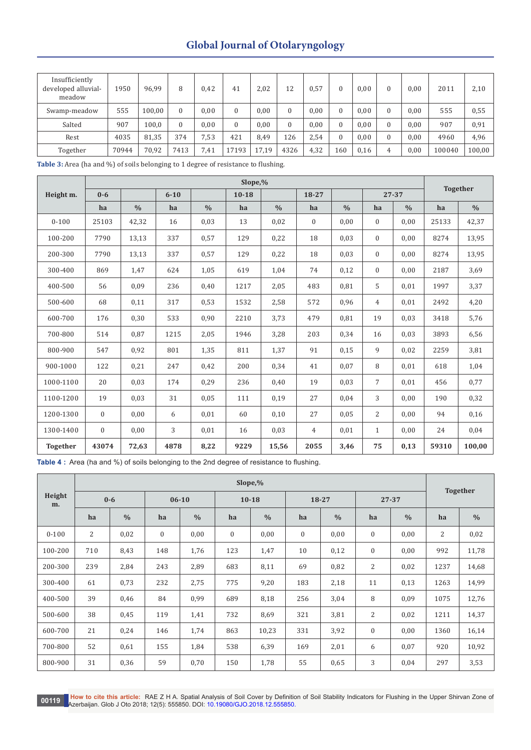| Insufficiently developed alluvial-meadow | 1950 | 96,99 | 8 | 0,42 | 41 | 2,02 | 12 | 0,57 | 0 | 0,00 | 0 | 0,00 | 2011 | 2,10 |
|---|---|---|---|---|---|---|---|---|---|---|---|---|---|---|
| Swamp-meadow | 555 | 100,00 | 0 | 0,00 | 0 | 0,00 | 0 | 0,00 | 0 | 0,00 | 0 | 0,00 | 555 | 0,55 |
| Salted | 907 | 100,0 | 0 | 0,00 | 0 | 0,00 | 0 | 0,00 | 0 | 0,00 | 0 | 0,00 | 907 | 0,91 |
| Rest | 4035 | 81,35 | 374 | 7,53 | 421 | 8,49 | 126 | 2,54 | 0 | 0,00 | 0 | 0,00 | 4960 | 4,96 |
| Together | 70944 | 70,92 | 7413 | 7,41 | 17193 | 17,19 | 4326 | 4,32 | 160 | 0,16 | 4 | 0,00 | 100040 | 100,00 |

**Table 3:** Area (ha and %) of soils belonging to 1 degree of resistance to flushing.

| Height m. | Slope,% | | | | | | | | | | Together | |
|---|---|---|---|---|---|---|---|---|---|---|---|---|
| | 0-6 | | 6-10 | | 10-18 | | 18-27 | | 27-37 | | | |
| | ha | % | ha | % | ha | % | ha | % | ha | % | ha | % |
| 0-100 | 25103 | 42,32 | 16 | 0,03 | 13 | 0,02 | 0 | 0,00 | 0 | 0,00 | 25133 | 42,37 |
| 100-200 | 7790 | 13,13 | 337 | 0,57 | 129 | 0,22 | 18 | 0,03 | 0 | 0,00 | 8274 | 13,95 |
| 200-300 | 7790 | 13,13 | 337 | 0,57 | 129 | 0,22 | 18 | 0,03 | 0 | 0,00 | 8274 | 13,95 |
| 300-400 | 869 | 1,47 | 624 | 1,05 | 619 | 1,04 | 74 | 0,12 | 0 | 0,00 | 2187 | 3,69 |
| 400-500 | 56 | 0,09 | 236 | 0,40 | 1217 | 2,05 | 483 | 0,81 | 5 | 0,01 | 1997 | 3,37 |
| 500-600 | 68 | 0,11 | 317 | 0,53 | 1532 | 2,58 | 572 | 0,96 | 4 | 0,01 | 2492 | 4,20 |
| 600-700 | 176 | 0,30 | 533 | 0,90 | 2210 | 3,73 | 479 | 0,81 | 19 | 0,03 | 3418 | 5,76 |
| 700-800 | 514 | 0,87 | 1215 | 2,05 | 1946 | 3,28 | 203 | 0,34 | 16 | 0,03 | 3893 | 6,56 |
| 800-900 | 547 | 0,92 | 801 | 1,35 | 811 | 1,37 | 91 | 0,15 | 9 | 0,02 | 2259 | 3,81 |
| 900-1000 | 122 | 0,21 | 247 | 0,42 | 200 | 0,34 | 41 | 0,07 | 8 | 0,01 | 618 | 1,04 |
| 1000-1100 | 20 | 0,03 | 174 | 0,29 | 236 | 0,40 | 19 | 0,03 | 7 | 0,01 | 456 | 0,77 |
| 1100-1200 | 19 | 0,03 | 31 | 0,05 | 111 | 0,19 | 27 | 0,04 | 3 | 0,00 | 190 | 0,32 |
| 1200-1300 | 0 | 0,00 | 6 | 0,01 | 60 | 0,10 | 27 | 0,05 | 2 | 0,00 | 94 | 0,16 |
| 1300-1400 | 0 | 0,00 | 3 | 0,01 | 16 | 0,03 | 4 | 0,01 | 1 | 0,00 | 24 | 0,04 |
| **Together** | **43074** | **72,63** | **4878** | **8,22** | **9229** | **15,56** | **2055** | **3,46** | **75** | **0,13** | **59310** | **100,00** |

**Table 4 :** Area (ha and %) of soils belonging to the 2nd degree of resistance to flushing.

| Height m. | Slope,% | | | | | | | | | | Together | |
|---|---|---|---|---|---|---|---|---|---|---|---|---|
| | 0-6 | | 06-10 | | 10-18 | | 18-27 | | 27-37 | | | |
| | ha | % | ha | % | ha | % | ha | % | ha | % | ha | % |
| 0-100 | 2 | 0,02 | 0 | 0,00 | 0 | 0,00 | 0 | 0,00 | 0 | 0,00 | 2 | 0,02 |
| 100-200 | 710 | 8,43 | 148 | 1,76 | 123 | 1,47 | 10 | 0,12 | 0 | 0,00 | 992 | 11,78 |
| 200-300 | 239 | 2,84 | 243 | 2,89 | 683 | 8,11 | 69 | 0,82 | 2 | 0,02 | 1237 | 14,68 |
| 300-400 | 61 | 0,73 | 232 | 2,75 | 775 | 9,20 | 183 | 2,18 | 11 | 0,13 | 1263 | 14,99 |
| 400-500 | 39 | 0,46 | 84 | 0,99 | 689 | 8,18 | 256 | 3,04 | 8 | 0,09 | 1075 | 12,76 |
| 500-600 | 38 | 0,45 | 119 | 1,41 | 732 | 8,69 | 321 | 3,81 | 2 | 0,02 | 1211 | 14,37 |
| 600-700 | 21 | 0,24 | 146 | 1,74 | 863 | 10,23 | 331 | 3,92 | 0 | 0,00 | 1360 | 16,14 |
| 700-800 | 52 | 0,61 | 155 | 1,84 | 538 | 6,39 | 169 | 2,01 | 6 | 0,07 | 920 | 10,92 |
| 800-900 | 31 | 0,36 | 59 | 0,70 | 150 | 1,78 | 55 | 0,65 | 3 | 0,04 | 297 | 3,53 |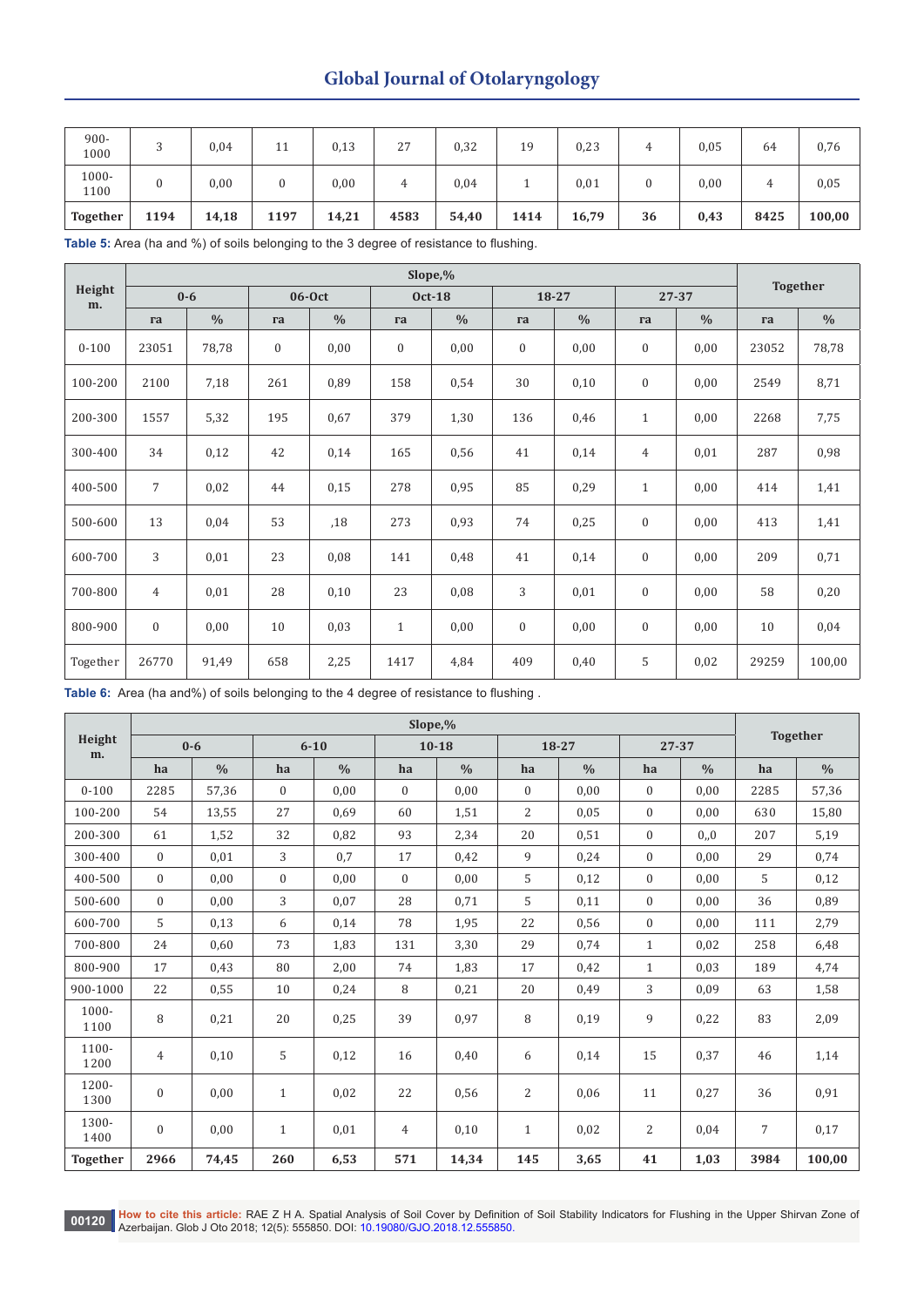| 900-1000 | 3 | 0,04 | 11 | 0,13 | 27 | 0,32 | 19 | 0,23 | 4 | 0,05 | 64 | 0,76 |
|---|---|---|---|---|---|---|---|---|---|---|---|---|
| 1000-1100 | 0 | 0,00 | 0 | 0,00 | 4 | 0,04 | 1 | 0,01 | 0 | 0,00 | 4 | 0,05 |
| **Together** | **1194** | **14,18** | **1197** | **14,21** | **4583** | **54,40** | **1414** | **16,79** | **36** | **0,43** | **8425** | **100,00** |

**Table 5:** Area (ha and %) of soils belonging to the 3 degree of resistance to flushing.

| Height m. | Slope,% | | | | | | | | | | Together | |
|---|---|---|---|---|---|---|---|---|---|---|---|---|
| | 0-6 | | 06-Oct | | Oct-18 | | 18-27 | | 27-37 | | | |
| | ra | % | ra | % | ra | % | ra | % | ra | % | ra | % |
| 0-100 | 23051 | 78,78 | 0 | 0,00 | 0 | 0,00 | 0 | 0,00 | 0 | 0,00 | 23052 | 78,78 |
| 100-200 | 2100 | 7,18 | 261 | 0,89 | 158 | 0,54 | 30 | 0,10 | 0 | 0,00 | 2549 | 8,71 |
| 200-300 | 1557 | 5,32 | 195 | 0,67 | 379 | 1,30 | 136 | 0,46 | 1 | 0,00 | 2268 | 7,75 |
| 300-400 | 34 | 0,12 | 42 | 0,14 | 165 | 0,56 | 41 | 0,14 | 4 | 0,01 | 287 | 0,98 |
| 400-500 | 7 | 0,02 | 44 | 0,15 | 278 | 0,95 | 85 | 0,29 | 1 | 0,00 | 414 | 1,41 |
| 500-600 | 13 | 0,04 | 53 | ,18 | 273 | 0,93 | 74 | 0,25 | 0 | 0,00 | 413 | 1,41 |
| 600-700 | 3 | 0,01 | 23 | 0,08 | 141 | 0,48 | 41 | 0,14 | 0 | 0,00 | 209 | 0,71 |
| 700-800 | 4 | 0,01 | 28 | 0,10 | 23 | 0,08 | 3 | 0,01 | 0 | 0,00 | 58 | 0,20 |
| 800-900 | 0 | 0,00 | 10 | 0,03 | 1 | 0,00 | 0 | 0,00 | 0 | 0,00 | 10 | 0,04 |
| Together | 26770 | 91,49 | 658 | 2,25 | 1417 | 4,84 | 409 | 0,40 | 5 | 0,02 | 29259 | 100,00 |

**Table 6:** Area (ha and%) of soils belonging to the 4 degree of resistance to flushing .

| Height m. | Slope,% | | | | | | | | | | Together | |
|---|---|---|---|---|---|---|---|---|---|---|---|---|
| | 0-6 | | 6-10 | | 10-18 | | 18-27 | | 27-37 | | | |
| | ha | % | ha | % | ha | % | ha | % | ha | % | ha | % |
| 0-100 | 2285 | 57,36 | 0 | 0,00 | 0 | 0,00 | 0 | 0,00 | 0 | 0,00 | 2285 | 57,36 |
| 100-200 | 54 | 13,55 | 27 | 0,69 | 60 | 1,51 | 2 | 0,05 | 0 | 0,00 | 630 | 15,80 |
| 200-300 | 61 | 1,52 | 32 | 0,82 | 93 | 2,34 | 20 | 0,51 | 0 | 0,,0 | 207 | 5,19 |
| 300-400 | 0 | 0,01 | 3 | 0,7 | 17 | 0,42 | 9 | 0,24 | 0 | 0,00 | 29 | 0,74 |
| 400-500 | 0 | 0,00 | 0 | 0,00 | 0 | 0,00 | 5 | 0,12 | 0 | 0,00 | 5 | 0,12 |
| 500-600 | 0 | 0,00 | 3 | 0,07 | 28 | 0,71 | 5 | 0,11 | 0 | 0,00 | 36 | 0,89 |
| 600-700 | 5 | 0,13 | 6 | 0,14 | 78 | 1,95 | 22 | 0,56 | 0 | 0,00 | 111 | 2,79 |
| 700-800 | 24 | 0,60 | 73 | 1,83 | 131 | 3,30 | 29 | 0,74 | 1 | 0,02 | 258 | 6,48 |
| 800-900 | 17 | 0,43 | 80 | 2,00 | 74 | 1,83 | 17 | 0,42 | 1 | 0,03 | 189 | 4,74 |
| 900-1000 | 22 | 0,55 | 10 | 0,24 | 8 | 0,21 | 20 | 0,49 | 3 | 0,09 | 63 | 1,58 |
| 1000-1100 | 8 | 0,21 | 20 | 0,25 | 39 | 0,97 | 8 | 0,19 | 9 | 0,22 | 83 | 2,09 |
| 1100-1200 | 4 | 0,10 | 5 | 0,12 | 16 | 0,40 | 6 | 0,14 | 15 | 0,37 | 46 | 1,14 |
| 1200-1300 | 0 | 0,00 | 1 | 0,02 | 22 | 0,56 | 2 | 0,06 | 11 | 0,27 | 36 | 0,91 |
| 1300-1400 | 0 | 0,00 | 1 | 0,01 | 4 | 0,10 | 1 | 0,02 | 2 | 0,04 | 7 | 0,17 |
| **Together** | **2966** | **74,45** | **260** | **6,53** | **571** | **14,34** | **145** | **3,65** | **41** | **1,03** | **3984** | **100,00** |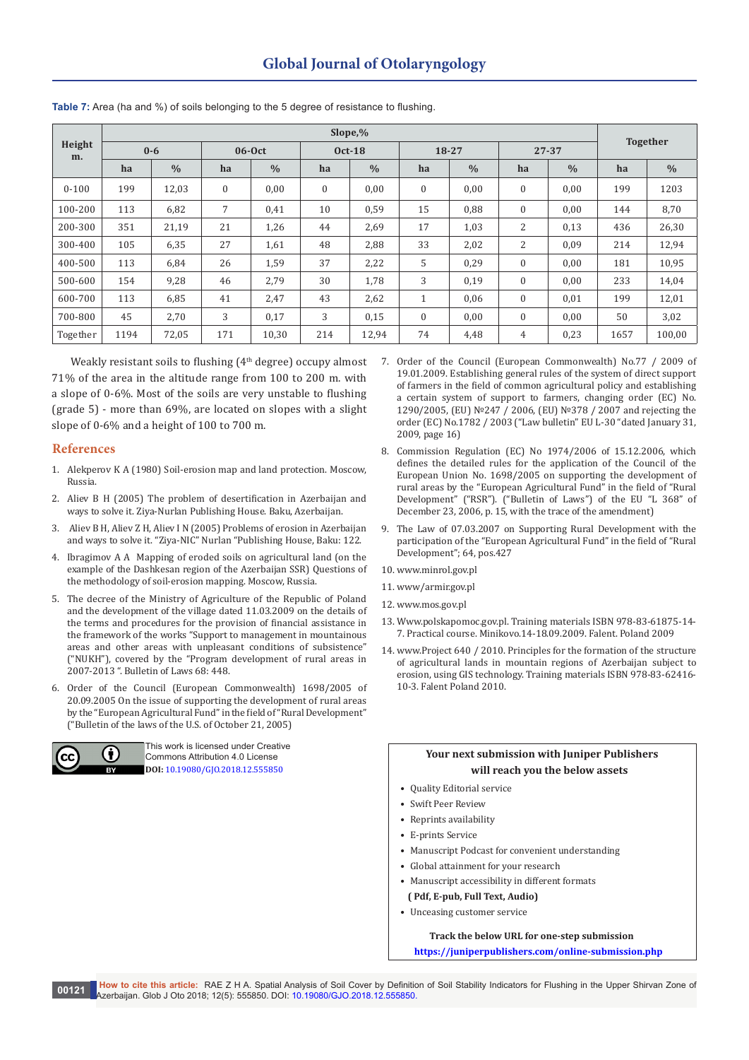**Table 7:** Area (ha and %) of soils belonging to the 5 degree of resistance to flushing.

| Height m. | Slope,% | | | | | | | | | | Together | |
|---|---|---|---|---|---|---|---|---|---|---|---|---|
| | 0-6 | | 06-Oct | | Oct-18 | | 18-27 | | 27-37 | | | |
| | ha | % | ha | % | ha | % | ha | % | ha | % | ha | % |
| 0-100 | 199 | 12,03 | 0 | 0,00 | 0 | 0,00 | 0 | 0,00 | 0 | 0,00 | 199 | 1203 |
| 100-200 | 113 | 6,82 | 7 | 0,41 | 10 | 0,59 | 15 | 0,88 | 0 | 0,00 | 144 | 8,70 |
| 200-300 | 351 | 21,19 | 21 | 1,26 | 44 | 2,69 | 17 | 1,03 | 2 | 0,13 | 436 | 26,30 |
| 300-400 | 105 | 6,35 | 27 | 1,61 | 48 | 2,88 | 33 | 2,02 | 2 | 0,09 | 214 | 12,94 |
| 400-500 | 113 | 6,84 | 26 | 1,59 | 37 | 2,22 | 5 | 0,29 | 0 | 0,00 | 181 | 10,95 |
| 500-600 | 154 | 9,28 | 46 | 2,79 | 30 | 1,78 | 3 | 0,19 | 0 | 0,00 | 233 | 14,04 |
| 600-700 | 113 | 6,85 | 41 | 2,47 | 43 | 2,62 | 1 | 0,06 | 0 | 0,01 | 199 | 12,01 |
| 700-800 | 45 | 2,70 | 3 | 0,17 | 3 | 0,15 | 0 | 0,00 | 0 | 0,00 | 50 | 3,02 |
| Together | 1194 | 72,05 | 171 | 10,30 | 214 | 12,94 | 74 | 4,48 | 4 | 0,23 | 1657 | 100,00 |

Weakly resistant soils to flushing (4th degree) occupy almost 71% of the area in the altitude range from 100 to 200 m. with a slope of 0-6%. Most of the soils are very unstable to flushing (grade 5) - more than 69%, are located on slopes with a slight slope of 0-6% and a height of 100 to 700 m.

## References

1. Alekperov K A (1980) Soil-erosion map and land protection. Moscow, Russia.
2. Aliev B H (2005) The problem of desertification in Azerbaijan and ways to solve it. Ziya-Nurlan Publishing House. Baku, Azerbaijan.
3. Aliev B H, Aliev Z H, Aliev I N (2005) Problems of erosion in Azerbaijan and ways to solve it. "Ziya-NIC" Nurlan "Publishing House, Baku: 122.
4. Ibragimov A A Mapping of eroded soils on agricultural land (on the example of the Dashkesan region of the Azerbaijan SSR) Questions of the methodology of soil-erosion mapping. Moscow, Russia.
5. The decree of the Ministry of Agriculture of the Republic of Poland and the development of the village dated 11.03.2009 on the details of the terms and procedures for the provision of financial assistance in the framework of the works "Support to management in mountainous areas and other areas with unpleasant conditions of subsistence" ("NUKH"), covered by the "Program development of rural areas in 2007-2013 ". Bulletin of Laws 68: 448.
6. Order of the Council (European Commonwealth) 1698/2005 of 20.09.2005 On the issue of supporting the development of rural areas by the "European Agricultural Fund" in the field of "Rural Development" ("Bulletin of the laws of the U.S. of October 21, 2005)
7. Order of the Council (European Commonwealth) No.77 / 2009 of 19.01.2009. Establishing general rules of the system of direct support of farmers in the field of common agricultural policy and establishing a certain system of support to farmers, changing order (EC) No. 1290/2005, (EU) №247 / 2006, (EU) №378 / 2007 and rejecting the order (EC) No.1782 / 2003 ("Law bulletin" EU L-30 "dated January 31, 2009, page 16)
8. Commission Regulation (EC) No 1974/2006 of 15.12.2006, which defines the detailed rules for the application of the Council of the European Union No. 1698/2005 on supporting the development of rural areas by the "European Agricultural Fund" in the field of "Rural Development" ("RSR"). ("Bulletin of Laws") of the EU "L 368" of December 23, 2006, p. 15, with the trace of the amendment)
9. The Law of 07.03.2007 on Supporting Rural Development with the participation of the "European Agricultural Fund" in the field of "Rural Development"; 64, pos.427
10. www.minrol.gov.pl
11. www/armir.gov.pl
12. www.mos.gov.pl
13. Www.polskapomoc.gov.pl. Training materials ISBN 978-83-61875-14-7. Practical course. Minikovo.14-18.09.2009. Falent. Poland 2009
14. www.Project 640 / 2010. Principles for the formation of the structure of agricultural lands in mountain regions of Azerbaijan subject to erosion, using GIS technology. Training materials ISBN 978-83-62416-10-3. Falent Poland 2010.

This work is licensed under Creative Commons Attribution 4.0 License
**DOI:** 10.19080/GJO.2018.12.555850

**Your next submission with Juniper Publishers will reach you the below assets**

- Quality Editorial service
- Swift Peer Review
- Reprints availability
- E-prints Service
- Manuscript Podcast for convenient understanding
- Global attainment for your research
- Manuscript accessibility in different formats
  **( Pdf, E-pub, Full Text, Audio)**
- Unceasing customer service

**Track the below URL for one-step submission**
**https://juniperpublishers.com/online-submission.php**

**How to cite this article:** RAE Z H A. Spatial Analysis of Soil Cover by Definition of Soil Stability Indicators for Flushing in the Upper Shirvan Zone of Azerbaijan. Glob J Oto 2018; 12(5): 555850. DOI: 10.19080/GJO.2018.12.555850.